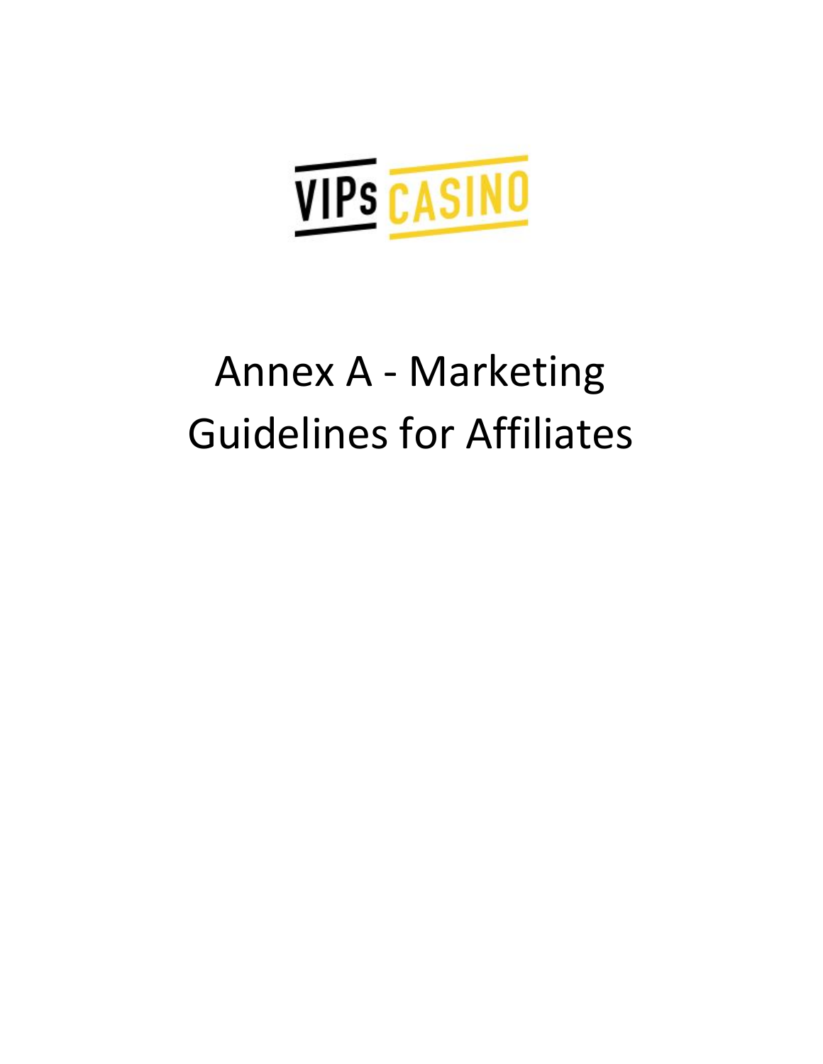VIPs CASINO

# Annex A - Marketing Guidelines for Affiliates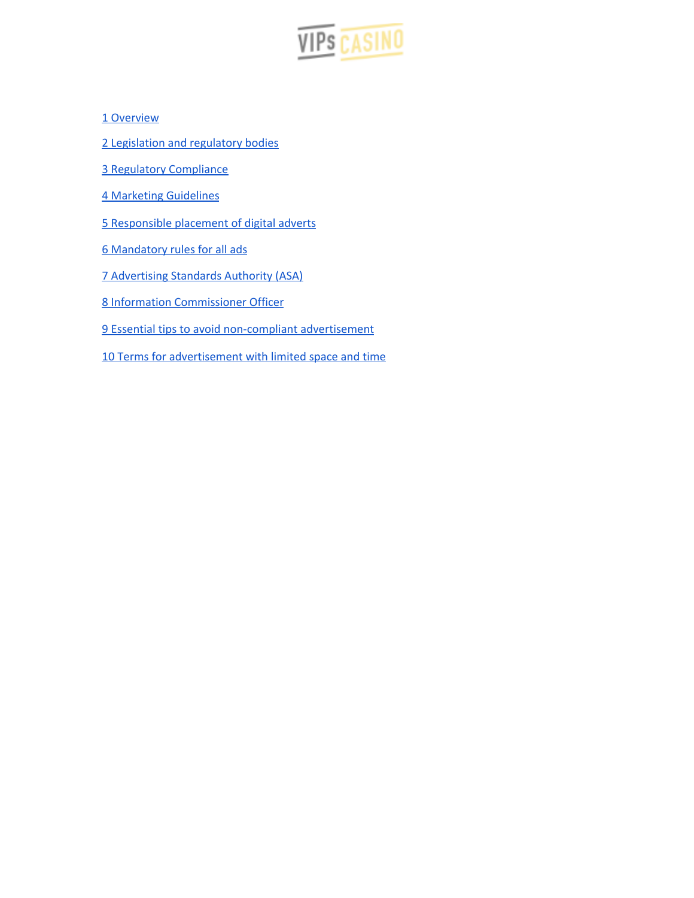1 Overview

2 Legislation and regulatory bodies

3 Regulatory Compliance

4 Marketing Guidelines

5 Responsible placement of digital adverts

6 Mandatory rules for all ads

7 Advertising Standards Authority (ASA)

8 Information Commissioner Officer

9 Essential tips to avoid non-compliant advertisement

10 Terms for advertisement with limited space and time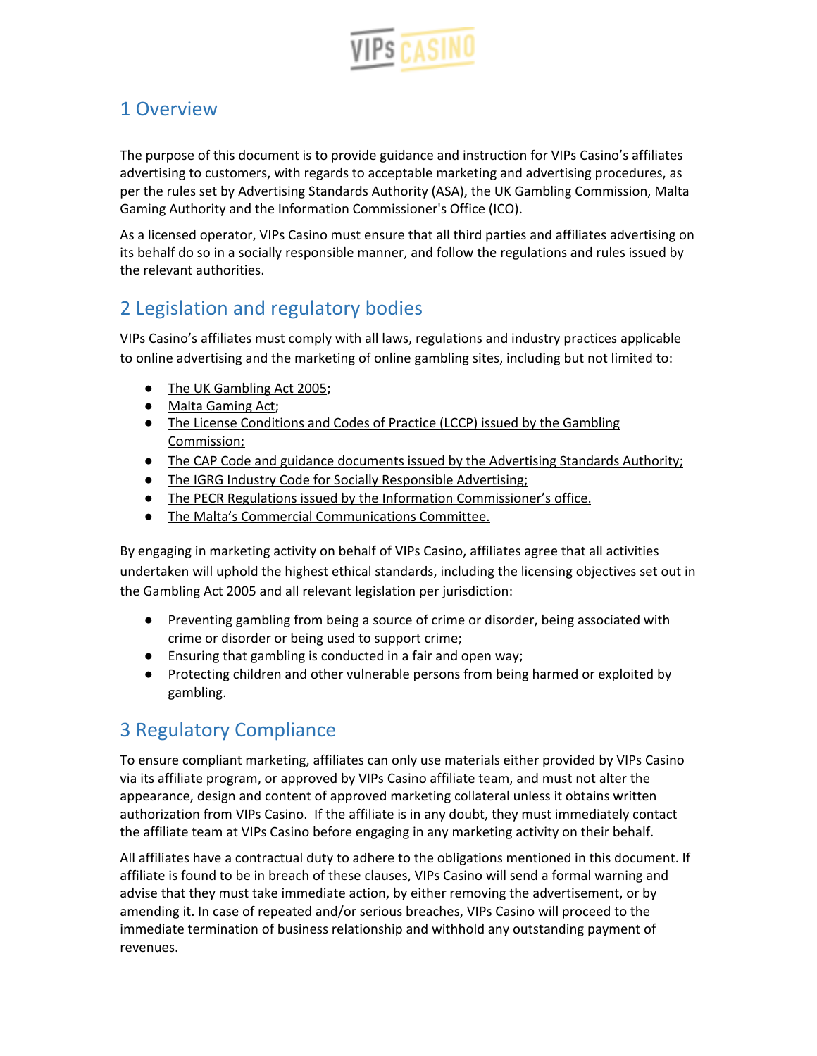## 1 Overview

The purpose of this document is to provide guidance and instruction for VIPs Casino's affiliates advertising to customers, with regards to acceptable marketing and advertising procedures, as per the rules set by Advertising Standards Authority (ASA), the UK Gambling Commission, Malta Gaming Authority and the Information Commissioner's Office (ICO).

As a licensed operator, VIPs Casino must ensure that all third parties and affiliates advertising on its behalf do so in a socially responsible manner, and follow the regulations and rules issued by the relevant authorities.

## 2 Legislation and regulatory bodies

VIPs Casino's affiliates must comply with all laws, regulations and industry practices applicable to online advertising and the marketing of online gambling sites, including but not limited to:

- The UK Gambling Act 2005;
- Malta Gaming Act;
- The License Conditions and Codes of Practice (LCCP) issued by the Gambling Commission;
- The CAP Code and guidance documents issued by the Advertising Standards Authority;
- The IGRG Industry Code for Socially Responsible Advertising;
- The PECR Regulations issued by the Information Commissioner's office.
- The Malta's Commercial Communications Committee.

By engaging in marketing activity on behalf of VIPs Casino, affiliates agree that all activities undertaken will uphold the highest ethical standards, including the licensing objectives set out in the Gambling Act 2005 and all relevant legislation per jurisdiction:

- Preventing gambling from being a source of crime or disorder, being associated with crime or disorder or being used to support crime;
- Ensuring that gambling is conducted in a fair and open way;
- Protecting children and other vulnerable persons from being harmed or exploited by gambling.

## 3 Regulatory Compliance

To ensure compliant marketing, affiliates can only use materials either provided by VIPs Casino via its affiliate program, or approved by VIPs Casino affiliate team, and must not alter the appearance, design and content of approved marketing collateral unless it obtains written authorization from VIPs Casino. If the affiliate is in any doubt, they must immediately contact the affiliate team at VIPs Casino before engaging in any marketing activity on their behalf.

All affiliates have a contractual duty to adhere to the obligations mentioned in this document. If affiliate is found to be in breach of these clauses, VIPs Casino will send a formal warning and advise that they must take immediate action, by either removing the advertisement, or by amending it. In case of repeated and/or serious breaches, VIPs Casino will proceed to the immediate termination of business relationship and withhold any outstanding payment of revenues.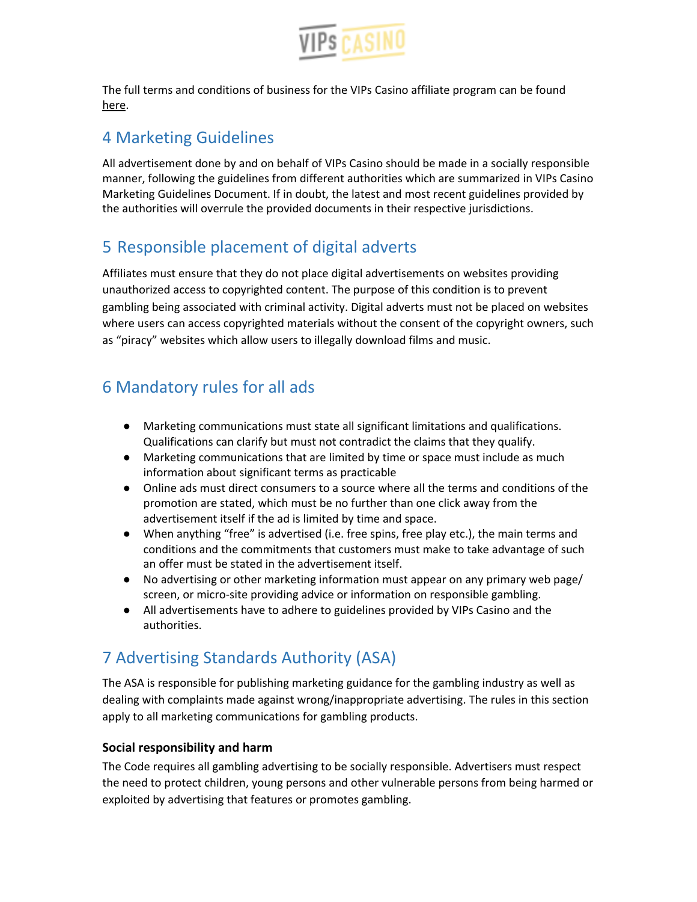The full terms and conditions of business for the VIPs Casino affiliate program can be found here.

## 4 Marketing Guidelines

All advertisement done by and on behalf of VIPs Casino should be made in a socially responsible manner, following the guidelines from different authorities which are summarized in VIPs Casino Marketing Guidelines Document. If in doubt, the latest and most recent guidelines provided by the authorities will overrule the provided documents in their respective jurisdictions.

## 5 Responsible placement of digital adverts

Affiliates must ensure that they do not place digital advertisements on websites providing unauthorized access to copyrighted content. The purpose of this condition is to prevent gambling being associated with criminal activity. Digital adverts must not be placed on websites where users can access copyrighted materials without the consent of the copyright owners, such as "piracy" websites which allow users to illegally download films and music.

## 6 Mandatory rules for all ads

- Marketing communications must state all significant limitations and qualifications. Qualifications can clarify but must not contradict the claims that they qualify.
- Marketing communications that are limited by time or space must include as much information about significant terms as practicable
- Online ads must direct consumers to a source where all the terms and conditions of the promotion are stated, which must be no further than one click away from the advertisement itself if the ad is limited by time and space.
- When anything "free" is advertised (i.e. free spins, free play etc.), the main terms and conditions and the commitments that customers must make to take advantage of such an offer must be stated in the advertisement itself.
- No advertising or other marketing information must appear on any primary web page/ screen, or micro-site providing advice or information on responsible gambling.
- All advertisements have to adhere to guidelines provided by VIPs Casino and the authorities.

## 7 Advertising Standards Authority (ASA)

The ASA is responsible for publishing marketing guidance for the gambling industry as well as dealing with complaints made against wrong/inappropriate advertising. The rules in this section apply to all marketing communications for gambling products.

**Social responsibility and harm**

The Code requires all gambling advertising to be socially responsible. Advertisers must respect the need to protect children, young persons and other vulnerable persons from being harmed or exploited by advertising that features or promotes gambling.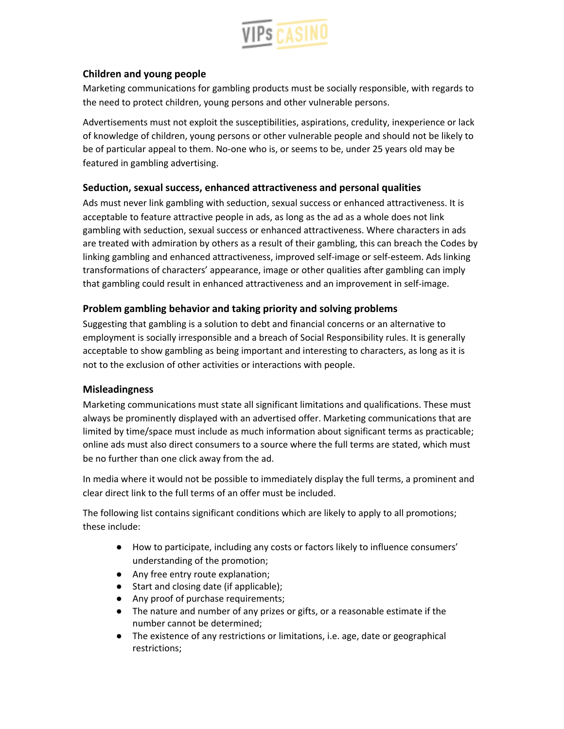### Children and young people

Marketing communications for gambling products must be socially responsible, with regards to the need to protect children, young persons and other vulnerable persons.

Advertisements must not exploit the susceptibilities, aspirations, credulity, inexperience or lack of knowledge of children, young persons or other vulnerable people and should not be likely to be of particular appeal to them. No-one who is, or seems to be, under 25 years old may be featured in gambling advertising.

### Seduction, sexual success, enhanced attractiveness and personal qualities

Ads must never link gambling with seduction, sexual success or enhanced attractiveness. It is acceptable to feature attractive people in ads, as long as the ad as a whole does not link gambling with seduction, sexual success or enhanced attractiveness. Where characters in ads are treated with admiration by others as a result of their gambling, this can breach the Codes by linking gambling and enhanced attractiveness, improved self-image or self-esteem. Ads linking transformations of characters' appearance, image or other qualities after gambling can imply that gambling could result in enhanced attractiveness and an improvement in self-image.

### Problem gambling behavior and taking priority and solving problems

Suggesting that gambling is a solution to debt and financial concerns or an alternative to employment is socially irresponsible and a breach of Social Responsibility rules. It is generally acceptable to show gambling as being important and interesting to characters, as long as it is not to the exclusion of other activities or interactions with people.

### Misleadingness

Marketing communications must state all significant limitations and qualifications. These must always be prominently displayed with an advertised offer. Marketing communications that are limited by time/space must include as much information about significant terms as practicable; online ads must also direct consumers to a source where the full terms are stated, which must be no further than one click away from the ad.

In media where it would not be possible to immediately display the full terms, a prominent and clear direct link to the full terms of an offer must be included.

The following list contains significant conditions which are likely to apply to all promotions; these include:

- How to participate, including any costs or factors likely to influence consumers' understanding of the promotion;
- Any free entry route explanation;
- Start and closing date (if applicable);
- Any proof of purchase requirements;
- The nature and number of any prizes or gifts, or a reasonable estimate if the number cannot be determined;
- The existence of any restrictions or limitations, i.e. age, date or geographical restrictions;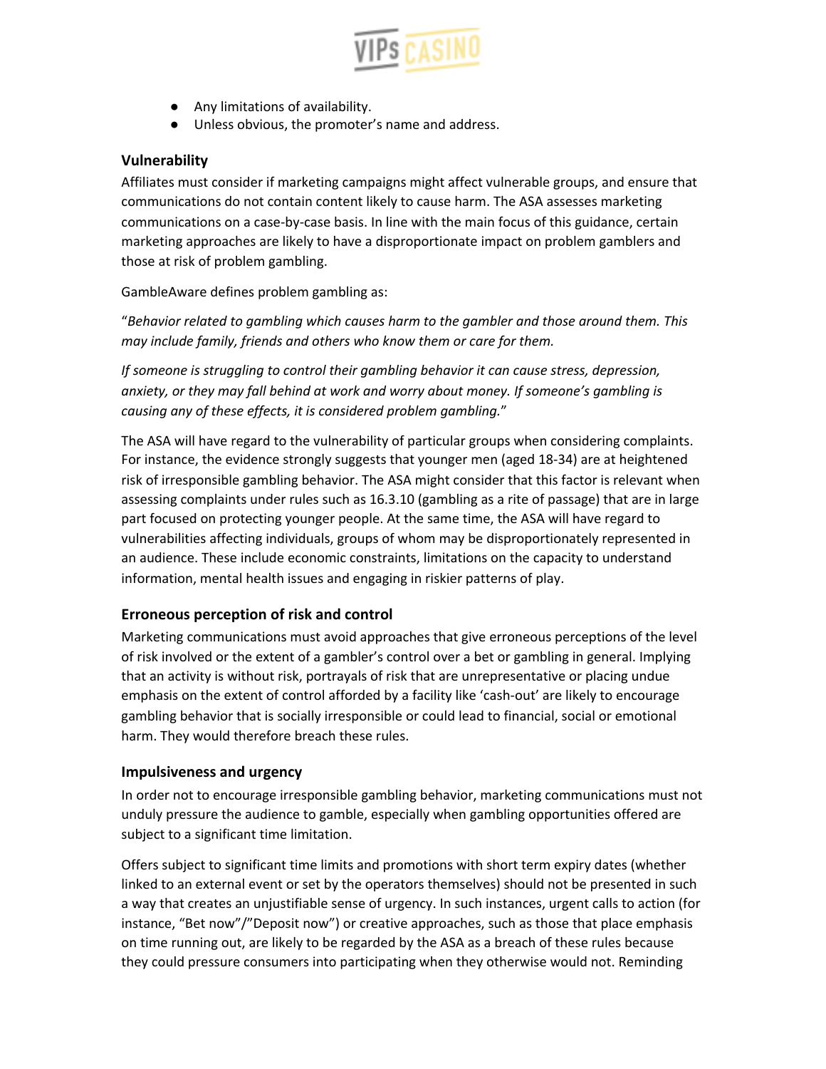- Any limitations of availability.
- Unless obvious, the promoter's name and address.

### Vulnerability

Affiliates must consider if marketing campaigns might affect vulnerable groups, and ensure that communications do not contain content likely to cause harm. The ASA assesses marketing communications on a case-by-case basis. In line with the main focus of this guidance, certain marketing approaches are likely to have a disproportionate impact on problem gamblers and those at risk of problem gambling.

GambleAware defines problem gambling as:

"*Behavior related to gambling which causes harm to the gambler and those around them. This may include family, friends and others who know them or care for them.*

*If someone is struggling to control their gambling behavior it can cause stress, depression, anxiety, or they may fall behind at work and worry about money. If someone's gambling is causing any of these effects, it is considered problem gambling.*"

The ASA will have regard to the vulnerability of particular groups when considering complaints. For instance, the evidence strongly suggests that younger men (aged 18-34) are at heightened risk of irresponsible gambling behavior. The ASA might consider that this factor is relevant when assessing complaints under rules such as 16.3.10 (gambling as a rite of passage) that are in large part focused on protecting younger people. At the same time, the ASA will have regard to vulnerabilities affecting individuals, groups of whom may be disproportionately represented in an audience. These include economic constraints, limitations on the capacity to understand information, mental health issues and engaging in riskier patterns of play.

### Erroneous perception of risk and control

Marketing communications must avoid approaches that give erroneous perceptions of the level of risk involved or the extent of a gambler's control over a bet or gambling in general. Implying that an activity is without risk, portrayals of risk that are unrepresentative or placing undue emphasis on the extent of control afforded by a facility like 'cash-out' are likely to encourage gambling behavior that is socially irresponsible or could lead to financial, social or emotional harm. They would therefore breach these rules.

### Impulsiveness and urgency

In order not to encourage irresponsible gambling behavior, marketing communications must not unduly pressure the audience to gamble, especially when gambling opportunities offered are subject to a significant time limitation.

Offers subject to significant time limits and promotions with short term expiry dates (whether linked to an external event or set by the operators themselves) should not be presented in such a way that creates an unjustifiable sense of urgency. In such instances, urgent calls to action (for instance, "Bet now"/"Deposit now") or creative approaches, such as those that place emphasis on time running out, are likely to be regarded by the ASA as a breach of these rules because they could pressure consumers into participating when they otherwise would not. Reminding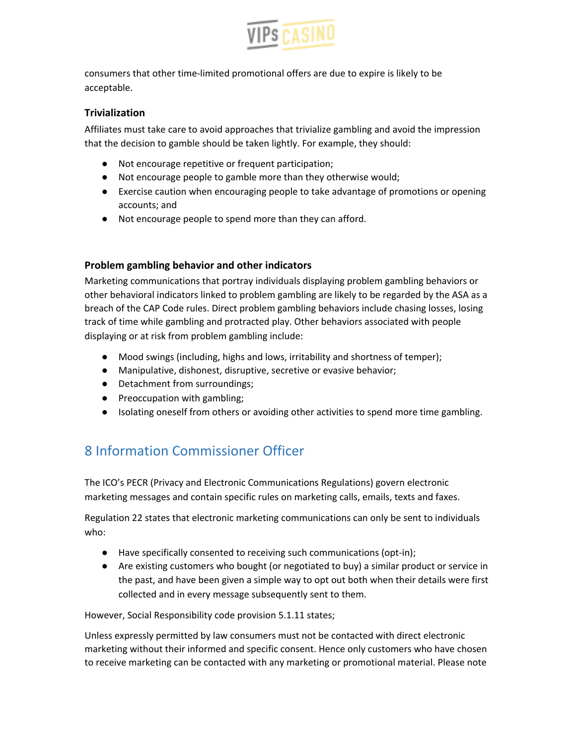consumers that other time-limited promotional offers are due to expire is likely to be acceptable.

### Trivialization

Affiliates must take care to avoid approaches that trivialize gambling and avoid the impression that the decision to gamble should be taken lightly. For example, they should:

- Not encourage repetitive or frequent participation;
- Not encourage people to gamble more than they otherwise would;
- Exercise caution when encouraging people to take advantage of promotions or opening accounts; and
- Not encourage people to spend more than they can afford.

### Problem gambling behavior and other indicators

Marketing communications that portray individuals displaying problem gambling behaviors or other behavioral indicators linked to problem gambling are likely to be regarded by the ASA as a breach of the CAP Code rules. Direct problem gambling behaviors include chasing losses, losing track of time while gambling and protracted play. Other behaviors associated with people displaying or at risk from problem gambling include:

- Mood swings (including, highs and lows, irritability and shortness of temper);
- Manipulative, dishonest, disruptive, secretive or evasive behavior;
- Detachment from surroundings;
- Preoccupation with gambling;
- Isolating oneself from others or avoiding other activities to spend more time gambling.

## 8 Information Commissioner Officer

The ICO's PECR (Privacy and Electronic Communications Regulations) govern electronic marketing messages and contain specific rules on marketing calls, emails, texts and faxes.

Regulation 22 states that electronic marketing communications can only be sent to individuals who:

- Have specifically consented to receiving such communications (opt-in);
- Are existing customers who bought (or negotiated to buy) a similar product or service in the past, and have been given a simple way to opt out both when their details were first collected and in every message subsequently sent to them.

However, Social Responsibility code provision 5.1.11 states;

Unless expressly permitted by law consumers must not be contacted with direct electronic marketing without their informed and specific consent. Hence only customers who have chosen to receive marketing can be contacted with any marketing or promotional material. Please note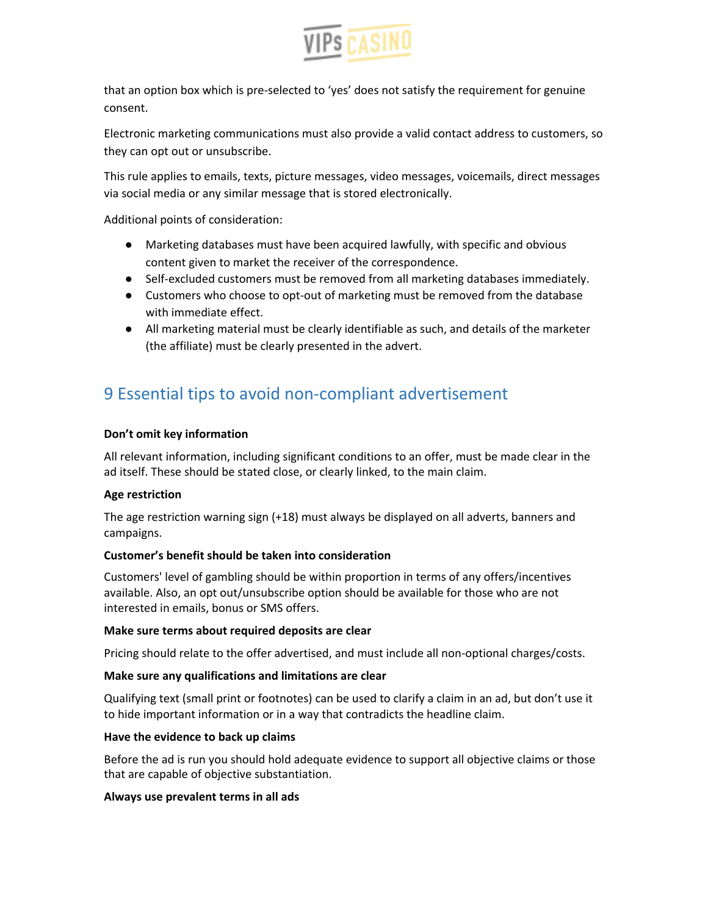that an option box which is pre-selected to 'yes' does not satisfy the requirement for genuine consent.

Electronic marketing communications must also provide a valid contact address to customers, so they can opt out or unsubscribe.

This rule applies to emails, texts, picture messages, video messages, voicemails, direct messages via social media or any similar message that is stored electronically.

Additional points of consideration:

- Marketing databases must have been acquired lawfully, with specific and obvious content given to market the receiver of the correspondence.
- Self-excluded customers must be removed from all marketing databases immediately.
- Customers who choose to opt-out of marketing must be removed from the database with immediate effect.
- All marketing material must be clearly identifiable as such, and details of the marketer (the affiliate) must be clearly presented in the advert.

## 9 Essential tips to avoid non-compliant advertisement

**Don't omit key information**

All relevant information, including significant conditions to an offer, must be made clear in the ad itself. These should be stated close, or clearly linked, to the main claim.

**Age restriction**

The age restriction warning sign (+18) must always be displayed on all adverts, banners and campaigns.

**Customer's benefit should be taken into consideration**

Customers' level of gambling should be within proportion in terms of any offers/incentives available. Also, an opt out/unsubscribe option should be available for those who are not interested in emails, bonus or SMS offers.

**Make sure terms about required deposits are clear**

Pricing should relate to the offer advertised, and must include all non-optional charges/costs.

**Make sure any qualifications and limitations are clear**

Qualifying text (small print or footnotes) can be used to clarify a claim in an ad, but don't use it to hide important information or in a way that contradicts the headline claim.

**Have the evidence to back up claims**

Before the ad is run you should hold adequate evidence to support all objective claims or those that are capable of objective substantiation.

**Always use prevalent terms in all ads**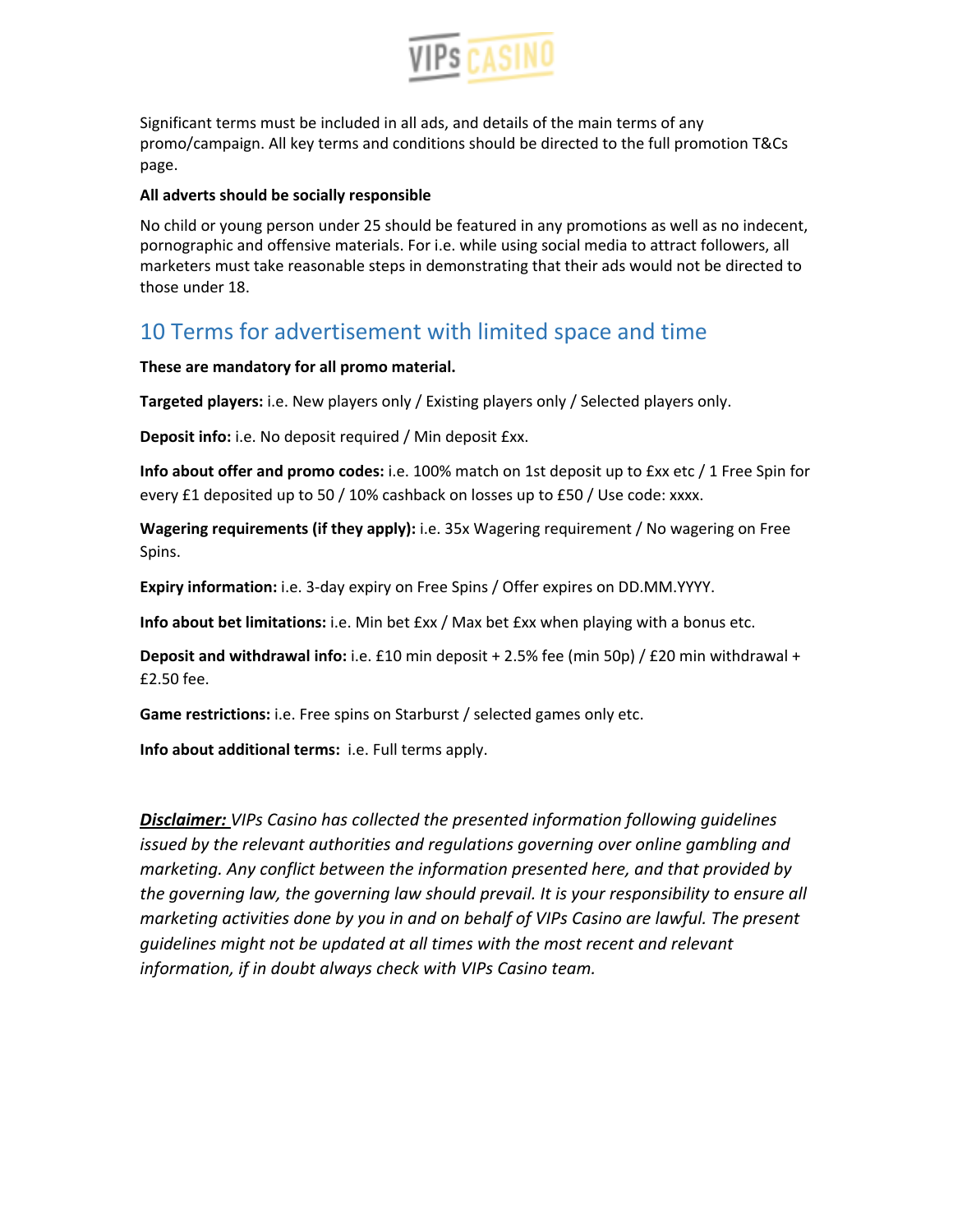Significant terms must be included in all ads, and details of the main terms of any promo/campaign. All key terms and conditions should be directed to the full promotion T&Cs page.

**All adverts should be socially responsible**

No child or young person under 25 should be featured in any promotions as well as no indecent, pornographic and offensive materials. For i.e. while using social media to attract followers, all marketers must take reasonable steps in demonstrating that their ads would not be directed to those under 18.

## 10 Terms for advertisement with limited space and time

**These are mandatory for all promo material.**

**Targeted players:** i.e. New players only / Existing players only / Selected players only.

**Deposit info:** i.e. No deposit required / Min deposit £xx.

**Info about offer and promo codes:** i.e. 100% match on 1st deposit up to £xx etc / 1 Free Spin for every £1 deposited up to 50 / 10% cashback on losses up to £50 / Use code: xxxx.

**Wagering requirements (if they apply):** i.e. 35x Wagering requirement / No wagering on Free Spins.

**Expiry information:** i.e. 3-day expiry on Free Spins / Offer expires on DD.MM.YYYY.

**Info about bet limitations:** i.e. Min bet £xx / Max bet £xx when playing with a bonus etc.

**Deposit and withdrawal info:** i.e. £10 min deposit + 2.5% fee (min 50p) / £20 min withdrawal + £2.50 fee.

**Game restrictions:** i.e. Free spins on Starburst / selected games only etc.

**Info about additional terms:** i.e. Full terms apply.

***Disclaimer:*** *VIPs Casino has collected the presented information following guidelines issued by the relevant authorities and regulations governing over online gambling and marketing. Any conflict between the information presented here, and that provided by the governing law, the governing law should prevail. It is your responsibility to ensure all marketing activities done by you in and on behalf of VIPs Casino are lawful. The present guidelines might not be updated at all times with the most recent and relevant information, if in doubt always check with VIPs Casino team.*